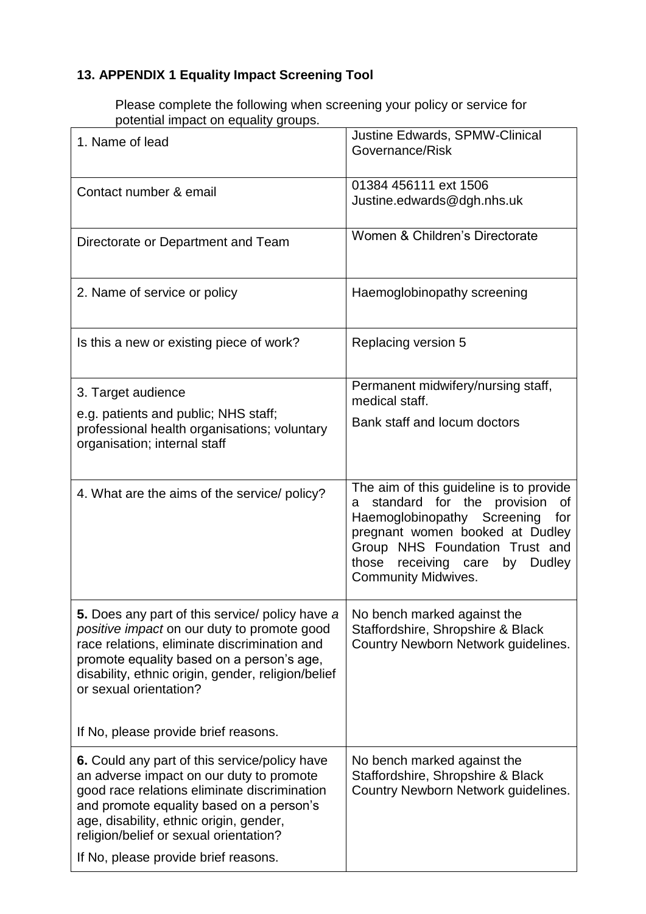## 13. APPENDIX 1 Equality Impact Screening Tool

Please complete the following when screening your policy or service for potential impact on equality groups.

| | |
|---|---|
| 1. Name of lead | Justine Edwards, SPMW-Clinical Governance/Risk |
| Contact number & email | 01384 456111 ext 1506<br>Justine.edwards@dgh.nhs.uk |
| Directorate or Department and Team | Women & Children's Directorate |
| 2. Name of service or policy | Haemoglobinopathy screening |
| Is this a new or existing piece of work? | Replacing version 5 |
| 3. Target audience<br><br>e.g. patients and public; NHS staff; professional health organisations; voluntary organisation; internal staff | Permanent midwifery/nursing staff, medical staff.<br><br>Bank staff and locum doctors |
| 4. What are the aims of the service/ policy? | The aim of this guideline is to provide a standard for the provision of Haemoglobinopathy Screening for pregnant women booked at Dudley Group NHS Foundation Trust and those receiving care by Dudley Community Midwives. |
| **5.** Does any part of this service/ policy have *a positive impact* on our duty to promote good race relations, eliminate discrimination and promote equality based on a person's age, disability, ethnic origin, gender, religion/belief or sexual orientation?<br><br>If No, please provide brief reasons. | No bench marked against the Staffordshire, Shropshire & Black Country Newborn Network guidelines. |
| **6.** Could any part of this service/policy have an adverse impact on our duty to promote good race relations eliminate discrimination and promote equality based on a person's age, disability, ethnic origin, gender, religion/belief or sexual orientation?<br><br>If No, please provide brief reasons. | No bench marked against the Staffordshire, Shropshire & Black Country Newborn Network guidelines. |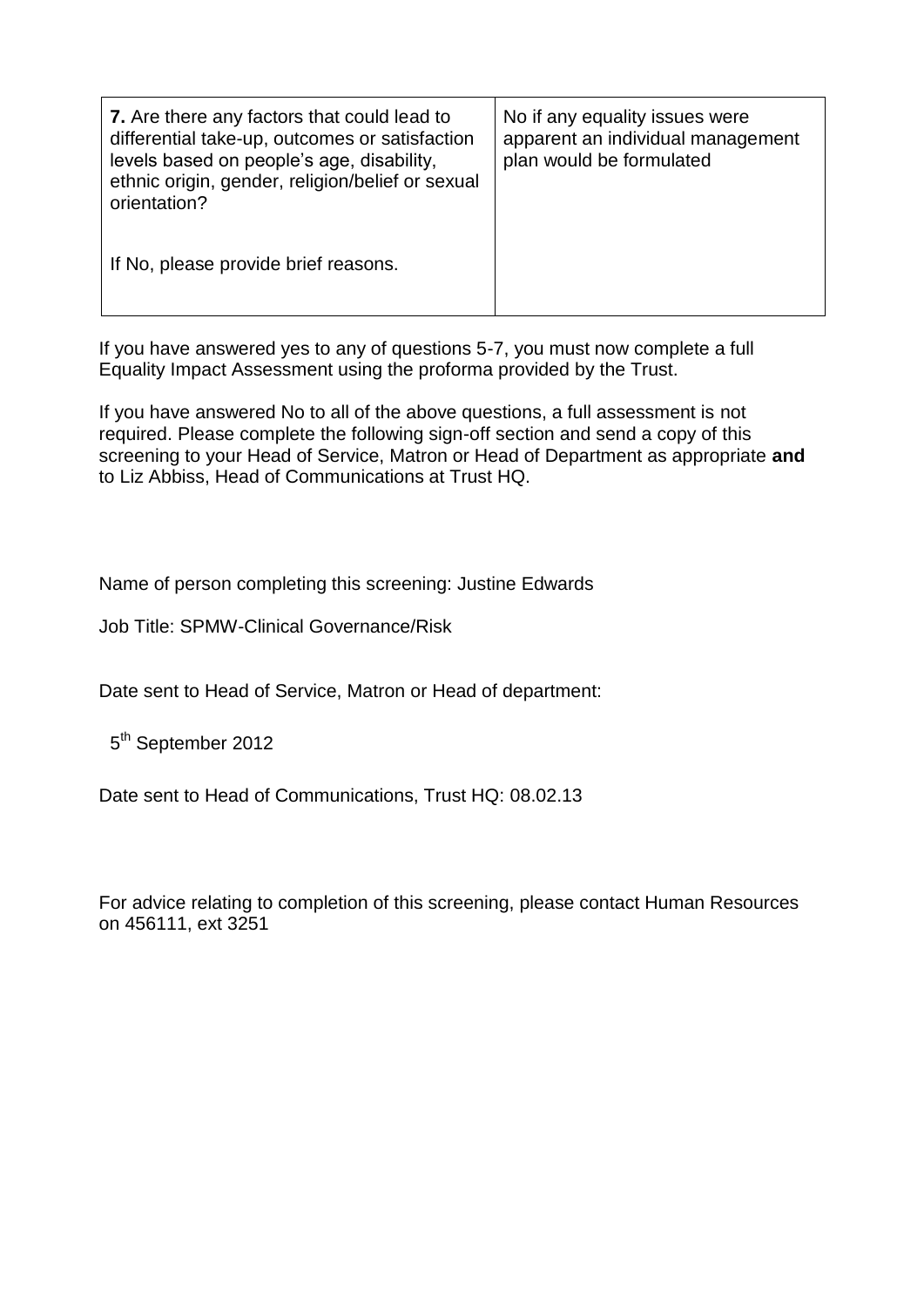| | |
|---|---|
| **7.** Are there any factors that could lead to differential take-up, outcomes or satisfaction levels based on people's age, disability, ethnic origin, gender, religion/belief or sexual orientation?<br><br>If No, please provide brief reasons. | No if any equality issues were apparent an individual management plan would be formulated |

If you have answered yes to any of questions 5-7, you must now complete a full Equality Impact Assessment using the proforma provided by the Trust.

If you have answered No to all of the above questions, a full assessment is not required. Please complete the following sign-off section and send a copy of this screening to your Head of Service, Matron or Head of Department as appropriate **and** to Liz Abbiss, Head of Communications at Trust HQ.

Name of person completing this screening: Justine Edwards

Job Title: SPMW-Clinical Governance/Risk

Date sent to Head of Service, Matron or Head of department:

5th September 2012

Date sent to Head of Communications, Trust HQ: 08.02.13

For advice relating to completion of this screening, please contact Human Resources on 456111, ext 3251